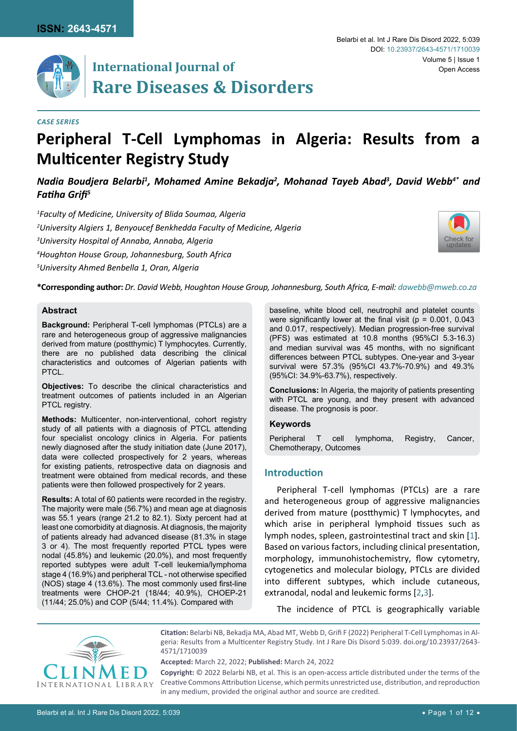ISSN: 2643-4571

DOI: 10.23937/2643-4571/1710039

Open Access

# International Journal of Rare Diseases & Disorders

*CASE SERIES*

# Peripheral T-Cell Lymphomas in Algeria: Results from a Multicenter Registry Study

***Nadia Boudjera Belarbi[1], Mohamed Amine Bekadja[2], Mohanad Tayeb Abad[3], David Webb[4*] and Fatiha Grifi[5]***

[1]*Faculty of Medicine, University of Blida Soumaa, Algeria*

[2]*University Algiers 1, Benyoucef Benkhedda Faculty of Medicine, Algeria*

[3]*University Hospital of Annaba, Annaba, Algeria*

[4]*Houghton House Group, Johannesburg, South Africa*

[5]*University Ahmed Benbella 1, Oran, Algeria*

**\*Corresponding author:** *Dr. David Webb, Houghton House Group, Johannesburg, South Africa, E-mail: dawebb@mweb.co.za*

## Abstract

**Background:** Peripheral T-cell lymphomas (PTCLs) are a rare and heterogeneous group of aggressive malignancies derived from mature (postthymic) T lymphocytes. Currently, there are no published data describing the clinical characteristics and outcomes of Algerian patients with PTCL.

**Objectives:** To describe the clinical characteristics and treatment outcomes of patients included in an Algerian PTCL registry.

**Methods:** Multicenter, non-interventional, cohort registry study of all patients with a diagnosis of PTCL attending four specialist oncology clinics in Algeria. For patients newly diagnosed after the study initiation date (June 2017), data were collected prospectively for 2 years, whereas for existing patients, retrospective data on diagnosis and treatment were obtained from medical records, and these patients were then followed prospectively for 2 years.

**Results:** A total of 60 patients were recorded in the registry. The majority were male (56.7%) and mean age at diagnosis was 55.1 years (range 21.2 to 82.1). Sixty percent had at least one comorbidity at diagnosis. At diagnosis, the majority of patients already had advanced disease (81.3% in stage 3 or 4). The most frequently reported PTCL types were nodal (45.8%) and leukemic (20.0%), and most frequently reported subtypes were adult T-cell leukemia/lymphoma stage 4 (16.9%) and peripheral TCL - not otherwise specified (NOS) stage 4 (13.6%). The most commonly used first-line treatments were CHOP-21 (18/44; 40.9%), CHOEP-21 (11/44; 25.0%) and COP (5/44; 11.4%). Compared with baseline, white blood cell, neutrophil and platelet counts were significantly lower at the final visit ($p = 0.001$, $0.043$ and $0.017$, respectively). Median progression-free survival (PFS) was estimated at 10.8 months (95%CI 5.3-16.3) and median survival was 45 months, with no significant differences between PTCL subtypes. One-year and 3-year survival were 57.3% (95%CI 43.7%-70.9%) and 49.3% (95%CI: 34.9%-63.7%), respectively.

**Conclusions:** In Algeria, the majority of patients presenting with PTCL are young, and they present with advanced disease. The prognosis is poor.

### Keywords

Peripheral T cell lymphoma, Registry, Cancer, Chemotherapy, Outcomes

## Introduction

Peripheral T-cell lymphomas (PTCLs) are a rare and heterogeneous group of aggressive malignancies derived from mature (postthymic) T lymphocytes, and which arise in peripheral lymphoid tissues such as lymph nodes, spleen, gastrointestinal tract and skin [1]. Based on various factors, including clinical presentation, morphology, immunohistochemistry, flow cytometry, cytogenetics and molecular biology, PTCLs are divided into different subtypes, which include cutaneous, extranodal, nodal and leukemic forms [2,3].

The incidence of PTCL is geographically variable

**Citation:** Belarbi NB, Bekadja MA, Abad MT, Webb D, Grifi F (2022) Peripheral T-Cell Lymphomas in Algeria: Results from a Multicenter Registry Study. Int J Rare Dis Disord 5:039. doi.org/10.23937/2643-4571/1710039

**Accepted:** March 22, 2022; **Published:** March 24, 2022

**Copyright:** © 2022 Belarbi NB, et al. This is an open-access article distributed under the terms of the Creative Commons Attribution License, which permits unrestricted use, distribution, and reproduction in any medium, provided the original author and source are credited.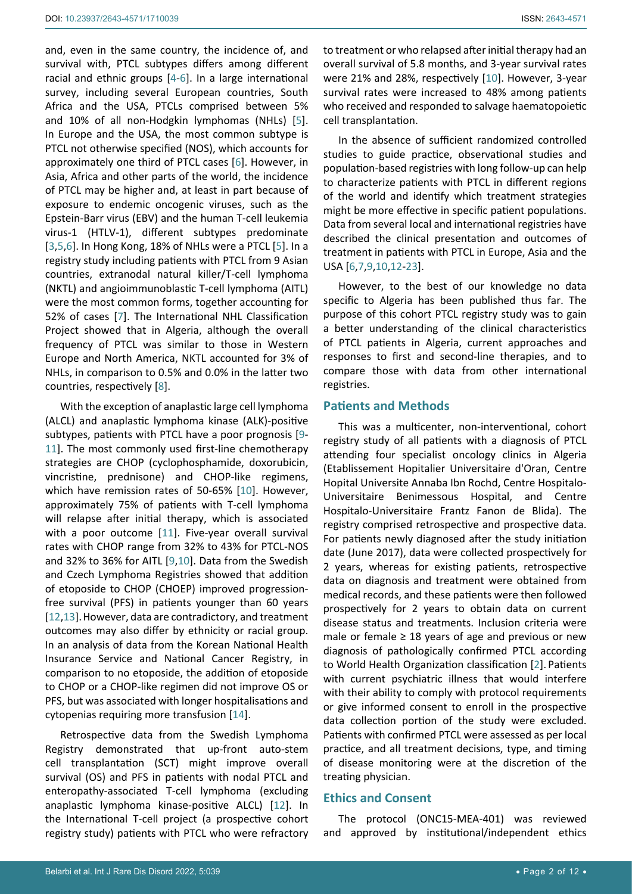and, even in the same country, the incidence of, and survival with, PTCL subtypes differs among different racial and ethnic groups [4-6]. In a large international survey, including several European countries, South Africa and the USA, PTCLs comprised between 5% and 10% of all non-Hodgkin lymphomas (NHLs) [5]. In Europe and the USA, the most common subtype is PTCL not otherwise specified (NOS), which accounts for approximately one third of PTCL cases [6]. However, in Asia, Africa and other parts of the world, the incidence of PTCL may be higher and, at least in part because of exposure to endemic oncogenic viruses, such as the Epstein-Barr virus (EBV) and the human T-cell leukemia virus-1 (HTLV-1), different subtypes predominate [3,5,6]. In Hong Kong, 18% of NHLs were a PTCL [5]. In a registry study including patients with PTCL from 9 Asian countries, extranodal natural killer/T-cell lymphoma (NKTL) and angioimmunoblastic T-cell lymphoma (AITL) were the most common forms, together accounting for 52% of cases [7]. The International NHL Classification Project showed that in Algeria, although the overall frequency of PTCL was similar to those in Western Europe and North America, NKTL accounted for 3% of NHLs, in comparison to 0.5% and 0.0% in the latter two countries, respectively [8].

With the exception of anaplastic large cell lymphoma (ALCL) and anaplastic lymphoma kinase (ALK)-positive subtypes, patients with PTCL have a poor prognosis [9-11]. The most commonly used first-line chemotherapy strategies are CHOP (cyclophosphamide, doxorubicin, vincristine, prednisone) and CHOP-like regimens, which have remission rates of 50-65% [10]. However, approximately 75% of patients with T-cell lymphoma will relapse after initial therapy, which is associated with a poor outcome [11]. Five-year overall survival rates with CHOP range from 32% to 43% for PTCL-NOS and 32% to 36% for AITL [9,10]. Data from the Swedish and Czech Lymphoma Registries showed that addition of etoposide to CHOP (CHOEP) improved progression-free survival (PFS) in patients younger than 60 years [12,13]. However, data are contradictory, and treatment outcomes may also differ by ethnicity or racial group. In an analysis of data from the Korean National Health Insurance Service and National Cancer Registry, in comparison to no etoposide, the addition of etoposide to CHOP or a CHOP-like regimen did not improve OS or PFS, but was associated with longer hospitalisations and cytopenias requiring more transfusion [14].

Retrospective data from the Swedish Lymphoma Registry demonstrated that up-front auto-stem cell transplantation (SCT) might improve overall survival (OS) and PFS in patients with nodal PTCL and enteropathy-associated T-cell lymphoma (excluding anaplastic lymphoma kinase-positive ALCL) [12]. In the International T-cell project (a prospective cohort registry study) patients with PTCL who were refractory to treatment or who relapsed after initial therapy had an overall survival of 5.8 months, and 3-year survival rates were 21% and 28%, respectively [10]. However, 3-year survival rates were increased to 48% among patients who received and responded to salvage haematopoietic cell transplantation.

In the absence of sufficient randomized controlled studies to guide practice, observational studies and population-based registries with long follow-up can help to characterize patients with PTCL in different regions of the world and identify which treatment strategies might be more effective in specific patient populations. Data from several local and international registries have described the clinical presentation and outcomes of treatment in patients with PTCL in Europe, Asia and the USA [6,7,9,10,12-23].

However, to the best of our knowledge no data specific to Algeria has been published thus far. The purpose of this cohort PTCL registry study was to gain a better understanding of the clinical characteristics of PTCL patients in Algeria, current approaches and responses to first and second-line therapies, and to compare those with data from other international registries.

## Patients and Methods

This was a multicenter, non-interventional, cohort registry study of all patients with a diagnosis of PTCL attending four specialist oncology clinics in Algeria (Etablissement Hopitalier Universitaire d'Oran, Centre Hopital Universite Annaba Ibn Rochd, Centre Hospitalo-Universitaire Benimessous Hospital, and Centre Hospitalo-Universitaire Frantz Fanon de Blida). The registry comprised retrospective and prospective data. For patients newly diagnosed after the study initiation date (June 2017), data were collected prospectively for 2 years, whereas for existing patients, retrospective data on diagnosis and treatment were obtained from medical records, and these patients were then followed prospectively for 2 years to obtain data on current disease status and treatments. Inclusion criteria were male or female ≥ 18 years of age and previous or new diagnosis of pathologically confirmed PTCL according to World Health Organization classification [2]. Patients with current psychiatric illness that would interfere with their ability to comply with protocol requirements or give informed consent to enroll in the prospective data collection portion of the study were excluded. Patients with confirmed PTCL were assessed as per local practice, and all treatment decisions, type, and timing of disease monitoring were at the discretion of the treating physician.

## Ethics and Consent

The protocol (ONC15-MEA-401) was reviewed and approved by institutional/independent ethics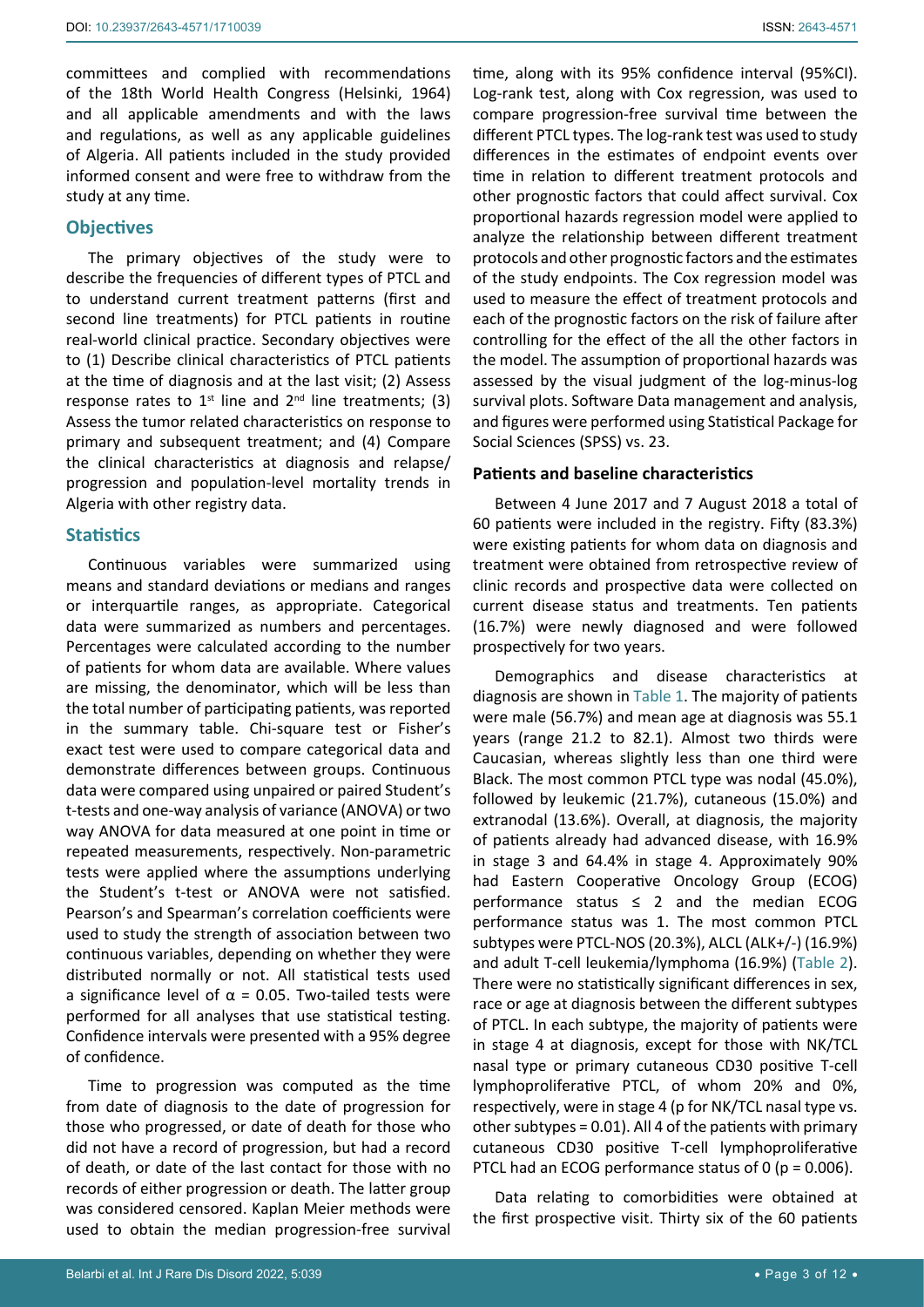committees and complied with recommendations of the 18th World Health Congress (Helsinki, 1964) and all applicable amendments and with the laws and regulations, as well as any applicable guidelines of Algeria. All patients included in the study provided informed consent and were free to withdraw from the study at any time.

## Objectives

The primary objectives of the study were to describe the frequencies of different types of PTCL and to understand current treatment patterns (first and second line treatments) for PTCL patients in routine real-world clinical practice. Secondary objectives were to (1) Describe clinical characteristics of PTCL patients at the time of diagnosis and at the last visit; (2) Assess response rates to 1st line and 2nd line treatments; (3) Assess the tumor related characteristics on response to primary and subsequent treatment; and (4) Compare the clinical characteristics at diagnosis and relapse/progression and population-level mortality trends in Algeria with other registry data.

## Statistics

Continuous variables were summarized using means and standard deviations or medians and ranges or interquartile ranges, as appropriate. Categorical data were summarized as numbers and percentages. Percentages were calculated according to the number of patients for whom data are available. Where values are missing, the denominator, which will be less than the total number of participating patients, was reported in the summary table. Chi-square test or Fisher's exact test were used to compare categorical data and demonstrate differences between groups. Continuous data were compared using unpaired or paired Student's t-tests and one-way analysis of variance (ANOVA) or two way ANOVA for data measured at one point in time or repeated measurements, respectively. Non-parametric tests were applied where the assumptions underlying the Student's t-test or ANOVA were not satisfied. Pearson's and Spearman's correlation coefficients were used to study the strength of association between two continuous variables, depending on whether they were distributed normally or not. All statistical tests used a significance level of $\alpha = 0.05$. Two-tailed tests were performed for all analyses that use statistical testing. Confidence intervals were presented with a 95% degree of confidence.

Time to progression was computed as the time from date of diagnosis to the date of progression for those who progressed, or date of death for those who did not have a record of progression, but had a record of death, or date of the last contact for those with no records of either progression or death. The latter group was considered censored. Kaplan Meier methods were used to obtain the median progression-free survival time, along with its 95% confidence interval (95%CI). Log-rank test, along with Cox regression, was used to compare progression-free survival time between the different PTCL types. The log-rank test was used to study differences in the estimates of endpoint events over time in relation to different treatment protocols and other prognostic factors that could affect survival. Cox proportional hazards regression model were applied to analyze the relationship between different treatment protocols and other prognostic factors and the estimates of the study endpoints. The Cox regression model was used to measure the effect of treatment protocols and each of the prognostic factors on the risk of failure after controlling for the effect of the all the other factors in the model. The assumption of proportional hazards was assessed by the visual judgment of the log-minus-log survival plots. Software Data management and analysis, and figures were performed using Statistical Package for Social Sciences (SPSS) vs. 23.

### Patients and baseline characteristics

Between 4 June 2017 and 7 August 2018 a total of 60 patients were included in the registry. Fifty (83.3%) were existing patients for whom data on diagnosis and treatment were obtained from retrospective review of clinic records and prospective data were collected on current disease status and treatments. Ten patients (16.7%) were newly diagnosed and were followed prospectively for two years.

Demographics and disease characteristics at diagnosis are shown in Table 1. The majority of patients were male (56.7%) and mean age at diagnosis was 55.1 years (range 21.2 to 82.1). Almost two thirds were Caucasian, whereas slightly less than one third were Black. The most common PTCL type was nodal (45.0%), followed by leukemic (21.7%), cutaneous (15.0%) and extranodal (13.6%). Overall, at diagnosis, the majority of patients already had advanced disease, with 16.9% in stage 3 and 64.4% in stage 4. Approximately 90% had Eastern Cooperative Oncology Group (ECOG) performance status ≤ 2 and the median ECOG performance status was 1. The most common PTCL subtypes were PTCL-NOS (20.3%), ALCL (ALK+/-) (16.9%) and adult T-cell leukemia/lymphoma (16.9%) (Table 2). There were no statistically significant differences in sex, race or age at diagnosis between the different subtypes of PTCL. In each subtype, the majority of patients were in stage 4 at diagnosis, except for those with NK/TCL nasal type or primary cutaneous CD30 positive T-cell lymphoproliferative PTCL, of whom 20% and 0%, respectively, were in stage 4 (p for NK/TCL nasal type vs. other subtypes = 0.01). All 4 of the patients with primary cutaneous CD30 positive T-cell lymphoproliferative PTCL had an ECOG performance status of 0 (p = 0.006).

Data relating to comorbidities were obtained at the first prospective visit. Thirty six of the 60 patients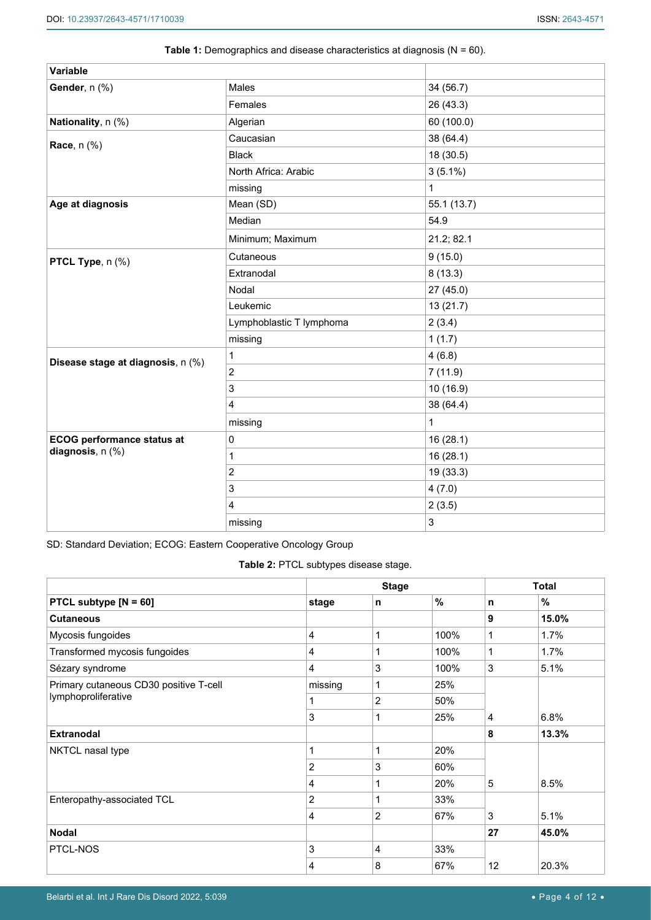**Table 1:** Demographics and disease characteristics at diagnosis (N = 60).

| **Variable** | | |
|---|---|---|
| **Gender**, n (%) | Males | 34 (56.7) |
| | Females | 26 (43.3) |
| **Nationality**, n (%) | Algerian | 60 (100.0) |
| **Race**, n (%) | Caucasian | 38 (64.4) |
| | Black | 18 (30.5) |
| | North Africa: Arabic | 3 (5.1%) |
| | missing | 1 |
| **Age at diagnosis** | Mean (SD) | 55.1 (13.7) |
| | Median | 54.9 |
| | Minimum; Maximum | 21.2; 82.1 |
| **PTCL Type**, n (%) | Cutaneous | 9 (15.0) |
| | Extranodal | 8 (13.3) |
| | Nodal | 27 (45.0) |
| | Leukemic | 13 (21.7) |
| | Lymphoblastic T lymphoma | 2 (3.4) |
| | missing | 1 (1.7) |
| **Disease stage at diagnosis**, n (%) | 1 | 4 (6.8) |
| | 2 | 7 (11.9) |
| | 3 | 10 (16.9) |
| | 4 | 38 (64.4) |
| | missing | 1 |
| **ECOG performance status at diagnosis**, n (%) | 0 | 16 (28.1) |
| | 1 | 16 (28.1) |
| | 2 | 19 (33.3) |
| | 3 | 4 (7.0) |
| | 4 | 2 (3.5) |
| | missing | 3 |

SD: Standard Deviation; ECOG: Eastern Cooperative Oncology Group

**Table 2:** PTCL subtypes disease stage.

| | Stage | | | Total | |
|---|---|---|---|---|---|
| **PTCL subtype [N = 60]** | **stage** | **n** | **%** | **n** | **%** |
| **Cutaneous** | | | | **9** | **15.0%** |
| Mycosis fungoides | 4 | 1 | 100% | 1 | 1.7% |
| Transformed mycosis fungoides | 4 | 1 | 100% | 1 | 1.7% |
| Sézary syndrome | 4 | 3 | 100% | 3 | 5.1% |
| Primary cutaneous CD30 positive T-cell lymphoproliferative | missing | 1 | 25% | | |
| | 1 | 2 | 50% | | |
| | 3 | 1 | 25% | 4 | 6.8% |
| **Extranodal** | | | | **8** | **13.3%** |
| NKTCL nasal type | 1 | 1 | 20% | | |
| | 2 | 3 | 60% | | |
| | 4 | 1 | 20% | 5 | 8.5% |
| Enteropathy-associated TCL | 2 | 1 | 33% | | |
| | 4 | 2 | 67% | 3 | 5.1% |
| **Nodal** | | | | **27** | **45.0%** |
| PTCL-NOS | 3 | 4 | 33% | | |
| | 4 | 8 | 67% | 12 | 20.3% |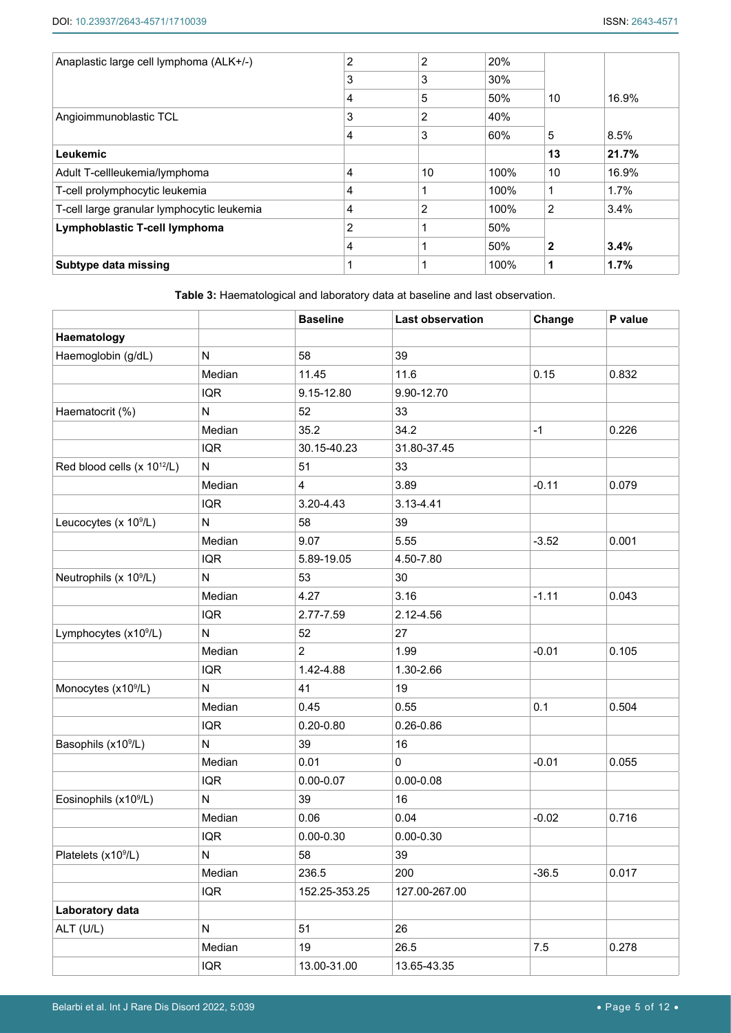| Anaplastic large cell lymphoma (ALK+/-) | 2 | 2 | 20% | | |
|---|---|---|---|---|---|
| | 3 | 3 | 30% | | |
| | 4 | 5 | 50% | 10 | 16.9% |
| Angioimmunoblastic TCL | 3 | 2 | 40% | | |
| | 4 | 3 | 60% | 5 | 8.5% |
| **Leukemic** | | | | **13** | **21.7%** |
| Adult T-cellleukemia/lymphoma | 4 | 10 | 100% | 10 | 16.9% |
| T-cell prolymphocytic leukemia | 4 | 1 | 100% | 1 | 1.7% |
| T-cell large granular lymphocytic leukemia | 4 | 2 | 100% | 2 | 3.4% |
| **Lymphoblastic T-cell lymphoma** | 2 | 1 | 50% | | |
| | 4 | 1 | 50% | **2** | **3.4%** |
| **Subtype data missing** | 1 | 1 | 100% | **1** | **1.7%** |

**Table 3:** Haematological and laboratory data at baseline and last observation.

| | | **Baseline** | **Last observation** | **Change** | **P value** |
|---|---|---|---|---|---|
| **Haematology** | | | | | |
| Haemoglobin (g/dL) | N | 58 | 39 | | |
| | Median | 11.45 | 11.6 | 0.15 | 0.832 |
| | IQR | 9.15-12.80 | 9.90-12.70 | | |
| Haematocrit (%) | N | 52 | 33 | | |
| | Median | 35.2 | 34.2 | -1 | 0.226 |
| | IQR | 30.15-40.23 | 31.80-37.45 | | |
| Red blood cells (x $10^{12}$/L) | N | 51 | 33 | | |
| | Median | 4 | 3.89 | -0.11 | 0.079 |
| | IQR | 3.20-4.43 | 3.13-4.41 | | |
| Leucocytes (x $10^{9}$/L) | N | 58 | 39 | | |
| | Median | 9.07 | 5.55 | -3.52 | 0.001 |
| | IQR | 5.89-19.05 | 4.50-7.80 | | |
| Neutrophils (x $10^{9}$/L) | N | 53 | 30 | | |
| | Median | 4.27 | 3.16 | -1.11 | 0.043 |
| | IQR | 2.77-7.59 | 2.12-4.56 | | |
| Lymphocytes (x$10^{9}$/L) | N | 52 | 27 | | |
| | Median | 2 | 1.99 | -0.01 | 0.105 |
| | IQR | 1.42-4.88 | 1.30-2.66 | | |
| Monocytes (x$10^{9}$/L) | N | 41 | 19 | | |
| | Median | 0.45 | 0.55 | 0.1 | 0.504 |
| | IQR | 0.20-0.80 | 0.26-0.86 | | |
| Basophils (x$10^{9}$/L) | N | 39 | 16 | | |
| | Median | 0.01 | 0 | -0.01 | 0.055 |
| | IQR | 0.00-0.07 | 0.00-0.08 | | |
| Eosinophils (x$10^{9}$/L) | N | 39 | 16 | | |
| | Median | 0.06 | 0.04 | -0.02 | 0.716 |
| | IQR | 0.00-0.30 | 0.00-0.30 | | |
| Platelets (x$10^{9}$/L) | N | 58 | 39 | | |
| | Median | 236.5 | 200 | -36.5 | 0.017 |
| | IQR | 152.25-353.25 | 127.00-267.00 | | |
| **Laboratory data** | | | | | |
| ALT (U/L) | N | 51 | 26 | | |
| | Median | 19 | 26.5 | 7.5 | 0.278 |
| | IQR | 13.00-31.00 | 13.65-43.35 | | |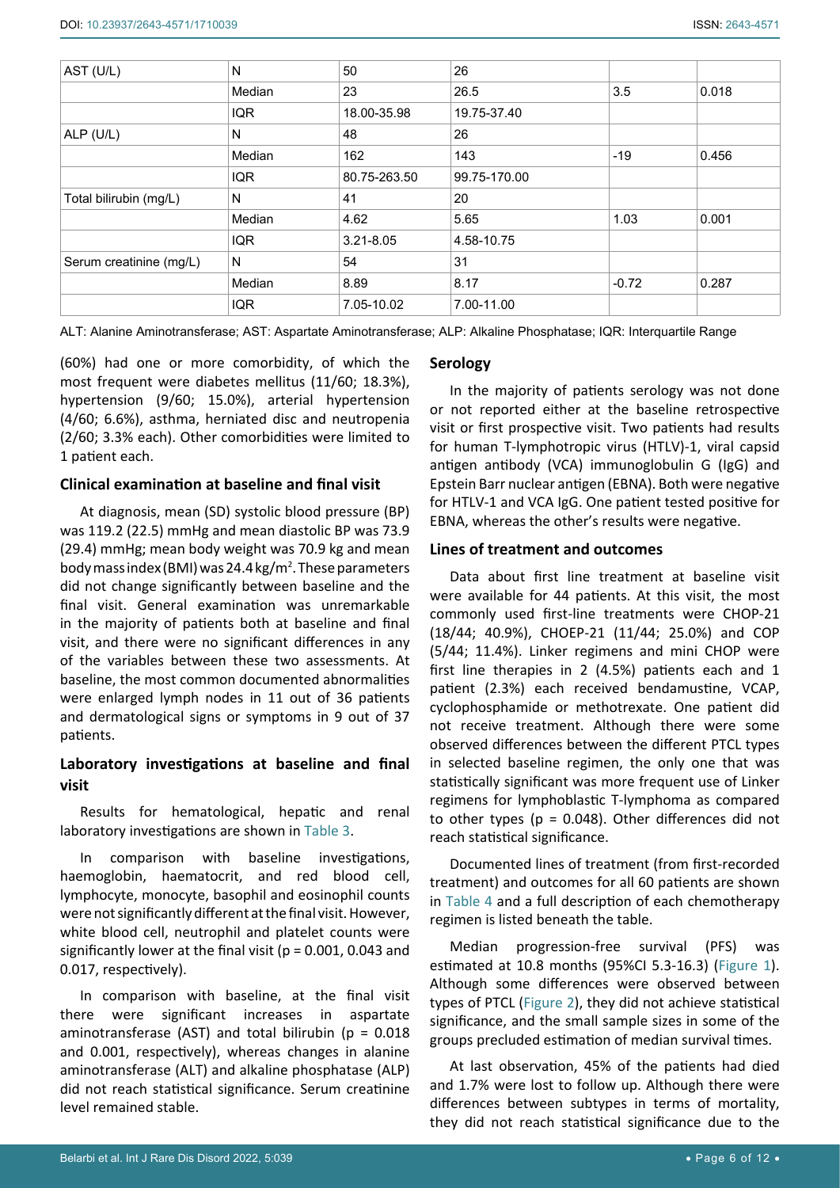| AST (U/L) | N | 50 | 26 | | |
|---|---|---|---|---|---|
| | Median | 23 | 26.5 | 3.5 | 0.018 |
| | IQR | 18.00-35.98 | 19.75-37.40 | | |
| ALP (U/L) | N | 48 | 26 | | |
| | Median | 162 | 143 | -19 | 0.456 |
| | IQR | 80.75-263.50 | 99.75-170.00 | | |
| Total bilirubin (mg/L) | N | 41 | 20 | | |
| | Median | 4.62 | 5.65 | 1.03 | 0.001 |
| | IQR | 3.21-8.05 | 4.58-10.75 | | |
| Serum creatinine (mg/L) | N | 54 | 31 | | |
| | Median | 8.89 | 8.17 | -0.72 | 0.287 |
| | IQR | 7.05-10.02 | 7.00-11.00 | | |

ALT: Alanine Aminotransferase; AST: Aspartate Aminotransferase; ALP: Alkaline Phosphatase; IQR: Interquartile Range

(60%) had one or more comorbidity, of which the most frequent were diabetes mellitus (11/60; 18.3%), hypertension (9/60; 15.0%), arterial hypertension (4/60; 6.6%), asthma, herniated disc and neutropenia (2/60; 3.3% each). Other comorbidities were limited to 1 patient each.

### Clinical examination at baseline and final visit

At diagnosis, mean (SD) systolic blood pressure (BP) was 119.2 (22.5) mmHg and mean diastolic BP was 73.9 (29.4) mmHg; mean body weight was 70.9 kg and mean body mass index (BMI) was 24.4 kg/m$^2$. These parameters did not change significantly between baseline and the final visit. General examination was unremarkable in the majority of patients both at baseline and final visit, and there were no significant differences in any of the variables between these two assessments. At baseline, the most common documented abnormalities were enlarged lymph nodes in 11 out of 36 patients and dermatological signs or symptoms in 9 out of 37 patients.

### Laboratory investigations at baseline and final visit

Results for hematological, hepatic and renal laboratory investigations are shown in Table 3.

In comparison with baseline investigations, haemoglobin, haematocrit, and red blood cell, lymphocyte, monocyte, basophil and eosinophil counts were not significantly different at the final visit. However, white blood cell, neutrophil and platelet counts were significantly lower at the final visit (p = 0.001, 0.043 and 0.017, respectively).

In comparison with baseline, at the final visit there were significant increases in aspartate aminotransferase (AST) and total bilirubin (p = 0.018 and 0.001, respectively), whereas changes in alanine aminotransferase (ALT) and alkaline phosphatase (ALP) did not reach statistical significance. Serum creatinine level remained stable.

### Serology

In the majority of patients serology was not done or not reported either at the baseline retrospective visit or first prospective visit. Two patients had results for human T-lymphotropic virus (HTLV)-1, viral capsid antigen antibody (VCA) immunoglobulin G (IgG) and Epstein Barr nuclear antigen (EBNA). Both were negative for HTLV-1 and VCA IgG. One patient tested positive for EBNA, whereas the other's results were negative.

### Lines of treatment and outcomes

Data about first line treatment at baseline visit were available for 44 patients. At this visit, the most commonly used first-line treatments were CHOP-21 (18/44; 40.9%), CHOEP-21 (11/44; 25.0%) and COP (5/44; 11.4%). Linker regimens and mini CHOP were first line therapies in 2 (4.5%) patients each and 1 patient (2.3%) each received bendamustine, VCAP, cyclophosphamide or methotrexate. One patient did not receive treatment. Although there were some observed differences between the different PTCL types in selected baseline regimen, the only one that was statistically significant was more frequent use of Linker regimens for lymphoblastic T-lymphoma as compared to other types (p = 0.048). Other differences did not reach statistical significance.

Documented lines of treatment (from first-recorded treatment) and outcomes for all 60 patients are shown in Table 4 and a full description of each chemotherapy regimen is listed beneath the table.

Median progression-free survival (PFS) was estimated at 10.8 months (95%CI 5.3-16.3) (Figure 1). Although some differences were observed between types of PTCL (Figure 2), they did not achieve statistical significance, and the small sample sizes in some of the groups precluded estimation of median survival times.

At last observation, 45% of the patients had died and 1.7% were lost to follow up. Although there were differences between subtypes in terms of mortality, they did not reach statistical significance due to the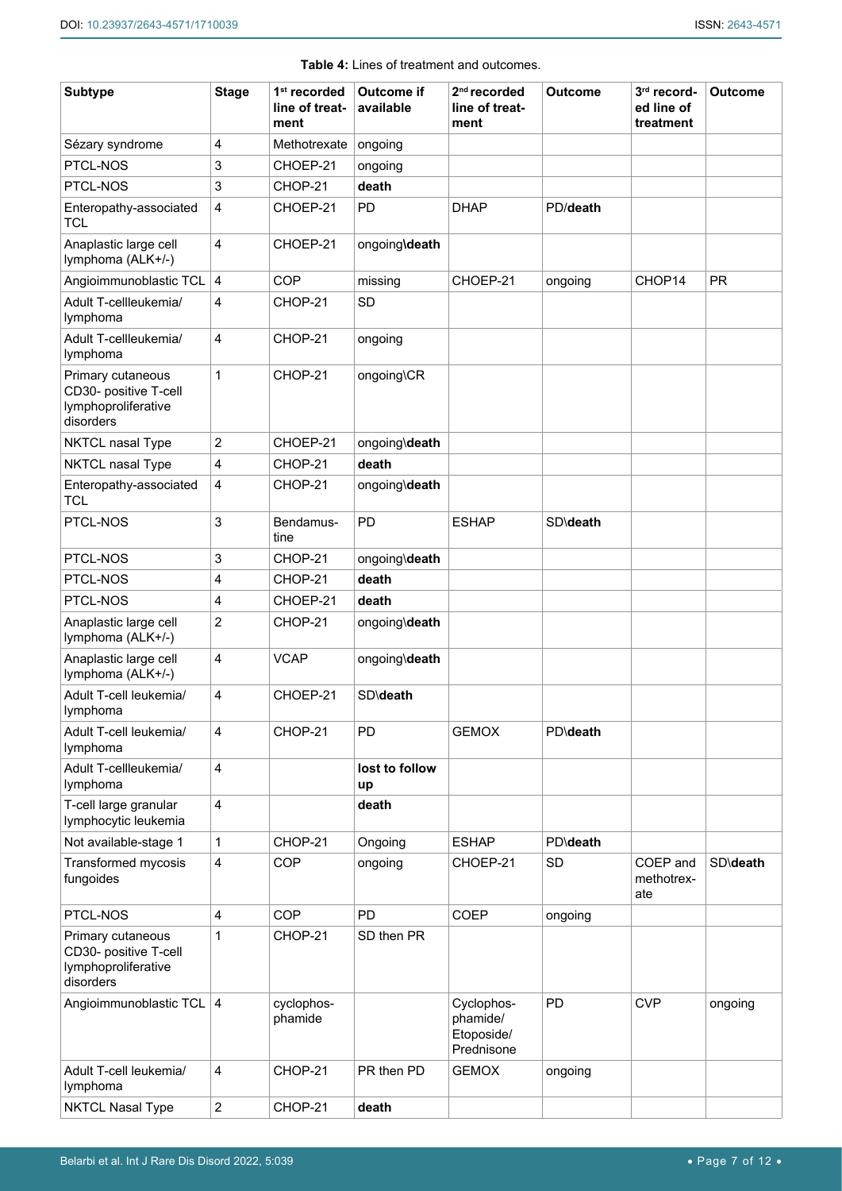**Table 4:** Lines of treatment and outcomes.

| Subtype | Stage | 1st recorded line of treatment | Outcome if available | 2nd recorded line of treatment | Outcome | 3rd recorded line of treatment | Outcome |
|---|---|---|---|---|---|---|---|
| Sézary syndrome | 4 | Methotrexate | ongoing | | | | |
| PTCL-NOS | 3 | CHOEP-21 | ongoing | | | | |
| PTCL-NOS | 3 | CHOP-21 | **death** | | | | |
| Enteropathy-associated TCL | 4 | CHOEP-21 | PD | DHAP | PD/**death** | | |
| Anaplastic large cell lymphoma (ALK+/-) | 4 | CHOEP-21 | ongoing\\**death** | | | | |
| Angioimmunoblastic TCL | 4 | COP | missing | CHOEP-21 | ongoing | CHOP14 | PR |
| Adult T-cellleukemia/ lymphoma | 4 | CHOP-21 | SD | | | | |
| Adult T-cellleukemia/ lymphoma | 4 | CHOP-21 | ongoing | | | | |
| Primary cutaneous CD30- positive T-cell lymphoproliferative disorders | 1 | CHOP-21 | ongoing\\CR | | | | |
| NKTCL nasal Type | 2 | CHOEP-21 | ongoing\\**death** | | | | |
| NKTCL nasal Type | 4 | CHOP-21 | **death** | | | | |
| Enteropathy-associated TCL | 4 | CHOP-21 | ongoing\\**death** | | | | |
| PTCL-NOS | 3 | Bendamustine | PD | ESHAP | SD\\**death** | | |
| PTCL-NOS | 3 | CHOP-21 | ongoing\\**death** | | | | |
| PTCL-NOS | 4 | CHOP-21 | **death** | | | | |
| PTCL-NOS | 4 | CHOEP-21 | **death** | | | | |
| Anaplastic large cell lymphoma (ALK+/-) | 2 | CHOP-21 | ongoing\\**death** | | | | |
| Anaplastic large cell lymphoma (ALK+/-) | 4 | VCAP | ongoing\\**death** | | | | |
| Adult T-cell leukemia/ lymphoma | 4 | CHOEP-21 | SD\\**death** | | | | |
| Adult T-cell leukemia/ lymphoma | 4 | CHOP-21 | PD | GEMOX | PD\\**death** | | |
| Adult T-cellleukemia/ lymphoma | 4 | | **lost to follow up** | | | | |
| T-cell large granular lymphocytic leukemia | 4 | | **death** | | | | |
| Not available-stage 1 | 1 | CHOP-21 | Ongoing | ESHAP | PD\\**death** | | |
| Transformed mycosis fungoides | 4 | COP | ongoing | CHOEP-21 | SD | COEP and methotrexate | SD\\**death** |
| PTCL-NOS | 4 | COP | PD | COEP | ongoing | | |
| Primary cutaneous CD30- positive T-cell lymphoproliferative disorders | 1 | CHOP-21 | SD then PR | | | | |
| Angioimmunoblastic TCL | 4 | cyclophosphamide | | Cyclophosphamide/ Etoposide/ Prednisone | PD | CVP | ongoing |
| Adult T-cell leukemia/ lymphoma | 4 | CHOP-21 | PR then PD | GEMOX | ongoing | | |
| NKTCL Nasal Type | 2 | CHOP-21 | **death** | | | | |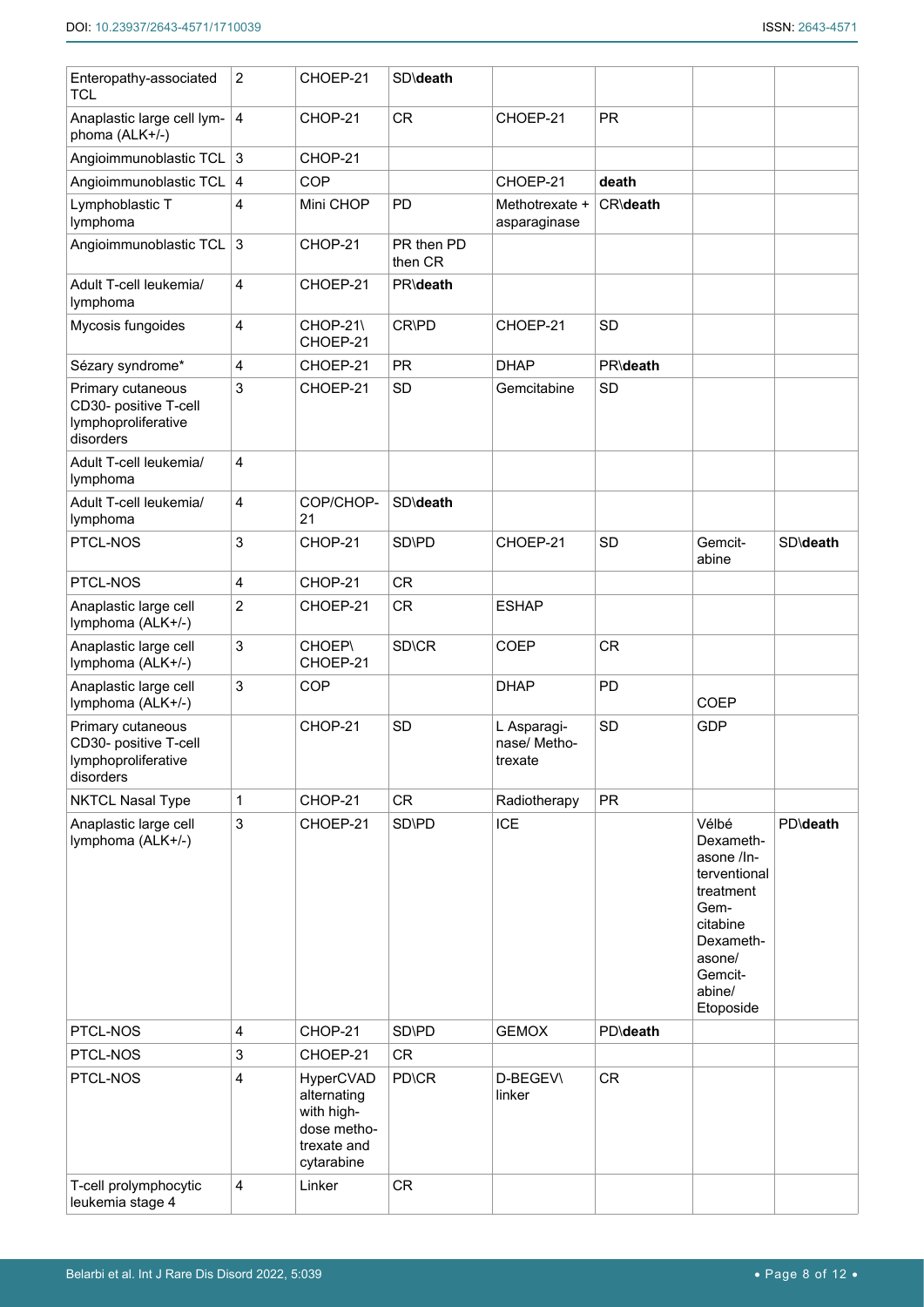| | | | | | | | |
|---|---|---|---|---|---|---|---|
| Enteropathy-associated TCL | 2 | CHOEP-21 | SD\**death** | | | | |
| Anaplastic large cell lymphoma (ALK+/-) | 4 | CHOP-21 | CR | CHOEP-21 | PR | | |
| Angioimmunoblastic TCL | 3 | CHOP-21 | | | | | |
| Angioimmunoblastic TCL | 4 | COP | | CHOEP-21 | **death** | | |
| Lymphoblastic T lymphoma | 4 | Mini CHOP | PD | Methotrexate + asparaginase | CR\**death** | | |
| Angioimmunoblastic TCL | 3 | CHOP-21 | PR then PD then CR | | | | |
| Adult T-cell leukemia/ lymphoma | 4 | CHOEP-21 | PR\**death** | | | | |
| Mycosis fungoides | 4 | CHOP-21\ CHOEP-21 | CR\PD | CHOEP-21 | SD | | |
| Sézary syndrome* | 4 | CHOEP-21 | PR | DHAP | PR\**death** | | |
| Primary cutaneous CD30- positive T-cell lymphoproliferative disorders | 3 | CHOEP-21 | SD | Gemcitabine | SD | | |
| Adult T-cell leukemia/ lymphoma | 4 | | | | | | |
| Adult T-cell leukemia/ lymphoma | 4 | COP/CHOP-21 | SD\**death** | | | | |
| PTCL-NOS | 3 | CHOP-21 | SD\PD | CHOEP-21 | SD | Gemcitabine | SD\**death** |
| PTCL-NOS | 4 | CHOP-21 | CR | | | | |
| Anaplastic large cell lymphoma (ALK+/-) | 2 | CHOEP-21 | CR | ESHAP | | | |
| Anaplastic large cell lymphoma (ALK+/-) | 3 | CHOEP\ CHOEP-21 | SD\CR | COEP | CR | | |
| Anaplastic large cell lymphoma (ALK+/-) | 3 | COP | | DHAP | PD | COEP | |
| Primary cutaneous CD30- positive T-cell lymphoproliferative disorders | | CHOP-21 | SD | L Asparaginase/ Methotrexate | SD | GDP | |
| NKTCL Nasal Type | 1 | CHOP-21 | CR | Radiotherapy | PR | | |
| Anaplastic large cell lymphoma (ALK+/-) | 3 | CHOEP-21 | SD\PD | ICE | | Vélbé Dexamethasone /Interventional treatment Gemcitabine Dexamethasone/ Gemcitabine/ Etoposide | PD\**death** |
| PTCL-NOS | 4 | CHOP-21 | SD\PD | GEMOX | PD\**death** | | |
| PTCL-NOS | 3 | CHOEP-21 | CR | | | | |
| PTCL-NOS | 4 | HyperCVAD alternating with high-dose methotrexate and cytarabine | PD\CR | D-BEGEV\ linker | CR | | |
| T-cell prolymphocytic leukemia stage 4 | 4 | Linker | CR | | | | |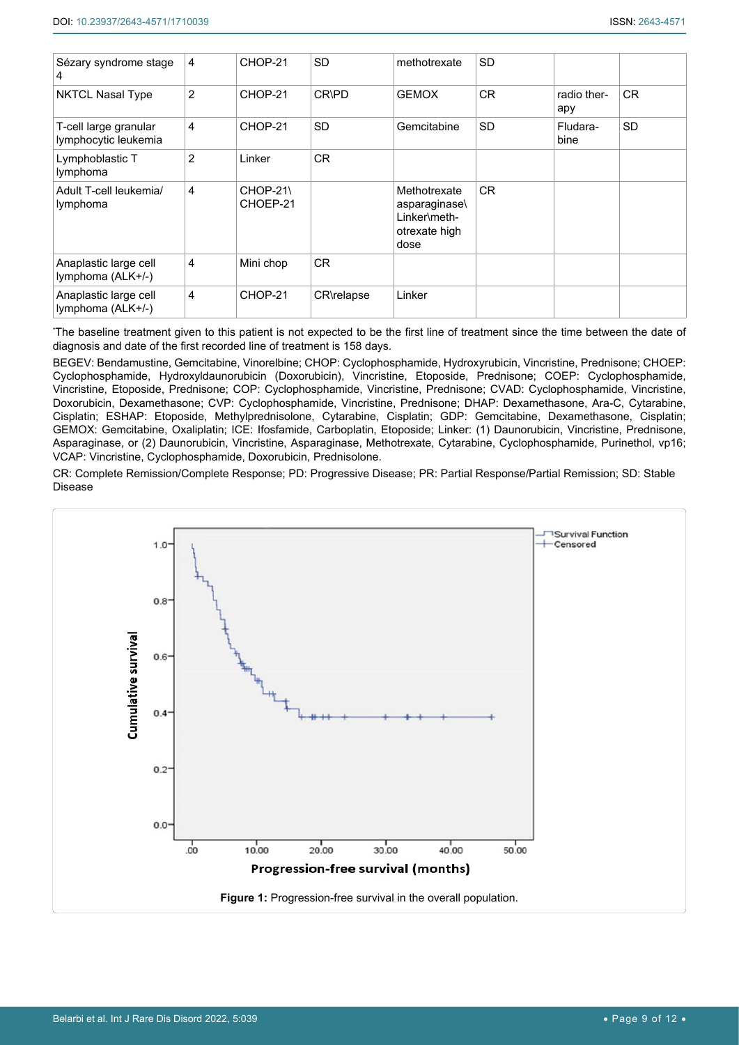| Sézary syndrome stage 4 | 4 | CHOP-21 | SD | methotrexate | SD | | |
|---|---|---|---|---|---|---|---|
| NKTCL Nasal Type | 2 | CHOP-21 | CR\PD | GEMOX | CR | radio therapy | CR |
| T-cell large granular lymphocytic leukemia | 4 | CHOP-21 | SD | Gemcitabine | SD | Fludarabine | SD |
| Lymphoblastic T lymphoma | 2 | Linker | CR | | | | |
| Adult T-cell leukemia/ lymphoma | 4 | CHOP-21\ CHOEP-21 | | Methotrexate asparaginase\ Linker\methotrexate high dose | CR | | |
| Anaplastic large cell lymphoma (ALK+/-) | 4 | Mini chop | CR | | | | |
| Anaplastic large cell lymphoma (ALK+/-) | 4 | CHOP-21 | CR\relapse | Linker | | | |

*The baseline treatment given to this patient is not expected to be the first line of treatment since the time between the date of diagnosis and date of the first recorded line of treatment is 158 days.

BEGEV: Bendamustine, Gemcitabine, Vinorelbine; CHOP: Cyclophosphamide, Hydroxyrubicin, Vincristine, Prednisone; CHOEP: Cyclophosphamide, Hydroxyldaunorubicin (Doxorubicin), Vincristine, Etoposide, Prednisone; COEP: Cyclophosphamide, Vincristine, Etoposide, Prednisone; COP: Cyclophosphamide, Vincristine, Prednisone; CVAD: Cyclophosphamide, Vincristine, Doxorubicin, Dexamethasone; CVP: Cyclophosphamide, Vincristine, Prednisone; DHAP: Dexamethasone, Ara-C, Cytarabine, Cisplatin; ESHAP: Etoposide, Methylprednisolone, Cytarabine, Cisplatin; GDP: Gemcitabine, Dexamethasone, Cisplatin; GEMOX: Gemcitabine, Oxaliplatin; ICE: Ifosfamide, Carboplatin, Etoposide; Linker: (1) Daunorubicin, Vincristine, Prednisone, Asparaginase, or (2) Daunorubicin, Vincristine, Asparaginase, Methotrexate, Cytarabine, Cyclophosphamide, Purinethol, vp16; VCAP: Vincristine, Cyclophosphamide, Doxorubicin, Prednisolone.

CR: Complete Remission/Complete Response; PD: Progressive Disease; PR: Partial Response/Partial Remission; SD: Stable Disease

**Figure 1:** Progression-free survival in the overall population.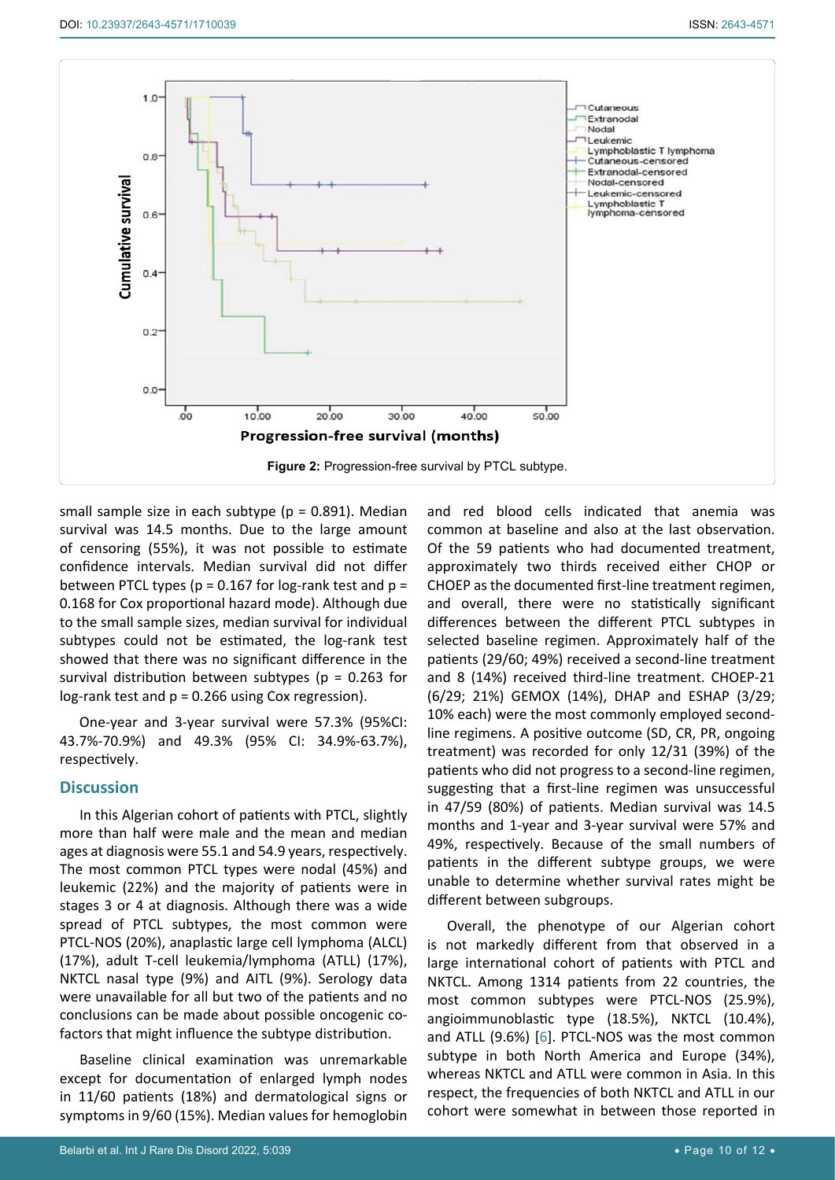**Figure 2:** Progression-free survival by PTCL subtype.

small sample size in each subtype (p = 0.891). Median survival was 14.5 months. Due to the large amount of censoring (55%), it was not possible to estimate confidence intervals. Median survival did not differ between PTCL types (p = 0.167 for log-rank test and p = 0.168 for Cox proportional hazard mode). Although due to the small sample sizes, median survival for individual subtypes could not be estimated, the log-rank test showed that there was no significant difference in the survival distribution between subtypes (p = 0.263 for log-rank test and p = 0.266 using Cox regression).

One-year and 3-year survival were 57.3% (95%CI: 43.7%-70.9%) and 49.3% (95% CI: 34.9%-63.7%), respectively.

## Discussion

In this Algerian cohort of patients with PTCL, slightly more than half were male and the mean and median ages at diagnosis were 55.1 and 54.9 years, respectively. The most common PTCL types were nodal (45%) and leukemic (22%) and the majority of patients were in stages 3 or 4 at diagnosis. Although there was a wide spread of PTCL subtypes, the most common were PTCL-NOS (20%), anaplastic large cell lymphoma (ALCL) (17%), adult T-cell leukemia/lymphoma (ATLL) (17%), NKTCL nasal type (9%) and AITL (9%). Serology data were unavailable for all but two of the patients and no conclusions can be made about possible oncogenic co-factors that might influence the subtype distribution.

Baseline clinical examination was unremarkable except for documentation of enlarged lymph nodes in 11/60 patients (18%) and dermatological signs or symptoms in 9/60 (15%). Median values for hemoglobin and red blood cells indicated that anemia was common at baseline and also at the last observation. Of the 59 patients who had documented treatment, approximately two thirds received either CHOP or CHOEP as the documented first-line treatment regimen, and overall, there were no statistically significant differences between the different PTCL subtypes in selected baseline regimen. Approximately half of the patients (29/60; 49%) received a second-line treatment and 8 (14%) received third-line treatment. CHOEP-21 (6/29; 21%) GEMOX (14%), DHAP and ESHAP (3/29; 10% each) were the most commonly employed second-line regimens. A positive outcome (SD, CR, PR, ongoing treatment) was recorded for only 12/31 (39%) of the patients who did not progress to a second-line regimen, suggesting that a first-line regimen was unsuccessful in 47/59 (80%) of patients. Median survival was 14.5 months and 1-year and 3-year survival were 57% and 49%, respectively. Because of the small numbers of patients in the different subtype groups, we were unable to determine whether survival rates might be different between subgroups.

Overall, the phenotype of our Algerian cohort is not markedly different from that observed in a large international cohort of patients with PTCL and NKTCL. Among 1314 patients from 22 countries, the most common subtypes were PTCL-NOS (25.9%), angioimmunoblastic type (18.5%), NKTCL (10.4%), and ATLL (9.6%) [6]. PTCL-NOS was the most common subtype in both North America and Europe (34%), whereas NKTCL and ATLL were common in Asia. In this respect, the frequencies of both NKTCL and ATLL in our cohort were somewhat in between those reported in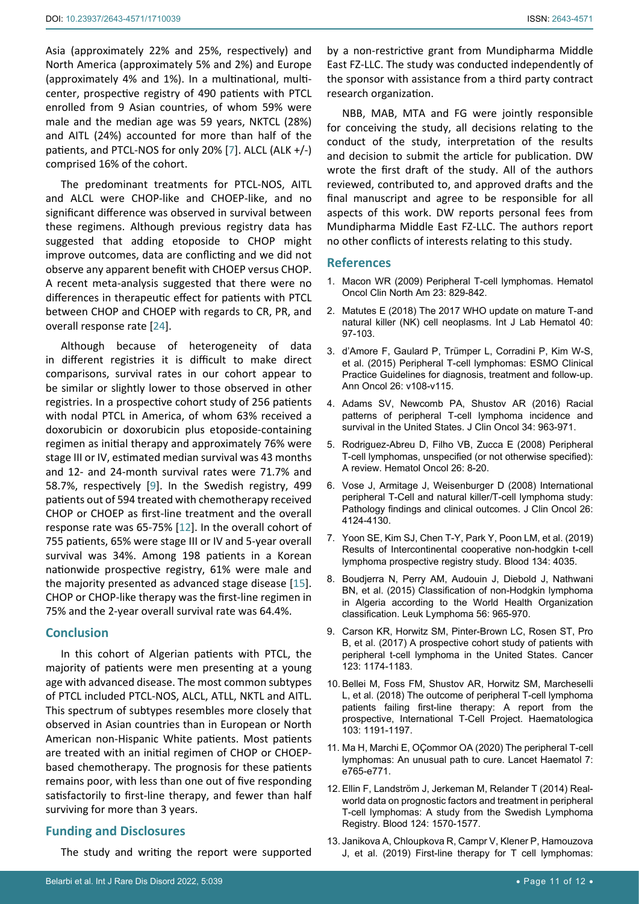Asia (approximately 22% and 25%, respectively) and North America (approximately 5% and 2%) and Europe (approximately 4% and 1%). In a multinational, multicenter, prospective registry of 490 patients with PTCL enrolled from 9 Asian countries, of whom 59% were male and the median age was 59 years, NKTCL (28%) and AITL (24%) accounted for more than half of the patients, and PTCL-NOS for only 20% [7]. ALCL (ALK +/-) comprised 16% of the cohort.

The predominant treatments for PTCL-NOS, AITL and ALCL were CHOP-like and CHOEP-like, and no significant difference was observed in survival between these regimens. Although previous registry data has suggested that adding etoposide to CHOP might improve outcomes, data are conflicting and we did not observe any apparent benefit with CHOEP versus CHOP. A recent meta-analysis suggested that there were no differences in therapeutic effect for patients with PTCL between CHOP and CHOEP with regards to CR, PR, and overall response rate [24].

Although because of heterogeneity of data in different registries it is difficult to make direct comparisons, survival rates in our cohort appear to be similar or slightly lower to those observed in other registries. In a prospective cohort study of 256 patients with nodal PTCL in America, of whom 63% received a doxorubicin or doxorubicin plus etoposide-containing regimen as initial therapy and approximately 76% were stage III or IV, estimated median survival was 43 months and 12- and 24-month survival rates were 71.7% and 58.7%, respectively [9]. In the Swedish registry, 499 patients out of 594 treated with chemotherapy received CHOP or CHOEP as first-line treatment and the overall response rate was 65-75% [12]. In the overall cohort of 755 patients, 65% were stage III or IV and 5-year overall survival was 34%. Among 198 patients in a Korean nationwide prospective registry, 61% were male and the majority presented as advanced stage disease [15]. CHOP or CHOP-like therapy was the first-line regimen in 75% and the 2-year overall survival rate was 64.4%.

## Conclusion

In this cohort of Algerian patients with PTCL, the majority of patients were men presenting at a young age with advanced disease. The most common subtypes of PTCL included PTCL-NOS, ALCL, ATLL, NKTL and AITL. This spectrum of subtypes resembles more closely that observed in Asian countries than in European or North American non-Hispanic White patients. Most patients are treated with an initial regimen of CHOP or CHOEP-based chemotherapy. The prognosis for these patients remains poor, with less than one out of five responding satisfactorily to first-line therapy, and fewer than half surviving for more than 3 years.

## Funding and Disclosures

The study and writing the report were supported by a non-restrictive grant from Mundipharma Middle East FZ-LLC. The study was conducted independently of the sponsor with assistance from a third party contract research organization.

NBB, MAB, MTA and FG were jointly responsible for conceiving the study, all decisions relating to the conduct of the study, interpretation of the results and decision to submit the article for publication. DW wrote the first draft of the study. All of the authors reviewed, contributed to, and approved drafts and the final manuscript and agree to be responsible for all aspects of this work. DW reports personal fees from Mundipharma Middle East FZ-LLC. The authors report no other conflicts of interests relating to this study.

## References

1. Macon WR (2009) Peripheral T-cell lymphomas. Hematol Oncol Clin North Am 23: 829-842.
2. Matutes E (2018) The 2017 WHO update on mature T-and natural killer (NK) cell neoplasms. Int J Lab Hematol 40: 97-103.
3. d'Amore F, Gaulard P, Trümper L, Corradini P, Kim W-S, et al. (2015) Peripheral T-cell lymphomas: ESMO Clinical Practice Guidelines for diagnosis, treatment and follow-up. Ann Oncol 26: v108-v115.
4. Adams SV, Newcomb PA, Shustov AR (2016) Racial patterns of peripheral T-cell lymphoma incidence and survival in the United States. J Clin Oncol 34: 963-971.
5. Rodriguez-Abreu D, Filho VB, Zucca E (2008) Peripheral T-cell lymphomas, unspecified (or not otherwise specified): A review. Hematol Oncol 26: 8-20.
6. Vose J, Armitage J, Weisenburger D (2008) International peripheral T-Cell and natural killer/T-cell lymphoma study: Pathology findings and clinical outcomes. J Clin Oncol 26: 4124-4130.
7. Yoon SE, Kim SJ, Chen T-Y, Park Y, Poon LM, et al. (2019) Results of Intercontinental cooperative non-hodgkin t-cell lymphoma prospective registry study. Blood 134: 4035.
8. Boudjerra N, Perry AM, Audouin J, Diebold J, Nathwani BN, et al. (2015) Classification of non-Hodgkin lymphoma in Algeria according to the World Health Organization classification. Leuk Lymphoma 56: 965-970.
9. Carson KR, Horwitz SM, Pinter-Brown LC, Rosen ST, Pro B, et al. (2017) A prospective cohort study of patients with peripheral t-cell lymphoma in the United States. Cancer 123: 1174-1183.
10. Bellei M, Foss FM, Shustov AR, Horwitz SM, Marcheselli L, et al. (2018) The outcome of peripheral T-cell lymphoma patients failing first-line therapy: A report from the prospective, International T-Cell Project. Haematologica 103: 1191-1197.
11. Ma H, Marchi E, OÇommor OA (2020) The peripheral T-cell lymphomas: An unusual path to cure. Lancet Haematol 7: e765-e771.
12. Ellin F, Landström J, Jerkeman M, Relander T (2014) Real-world data on prognostic factors and treatment in peripheral T-cell lymphomas: A study from the Swedish Lymphoma Registry. Blood 124: 1570-1577.
13. Janikova A, Chloupkova R, Campr V, Klener P, Hamouzova J, et al. (2019) First-line therapy for T cell lymphomas: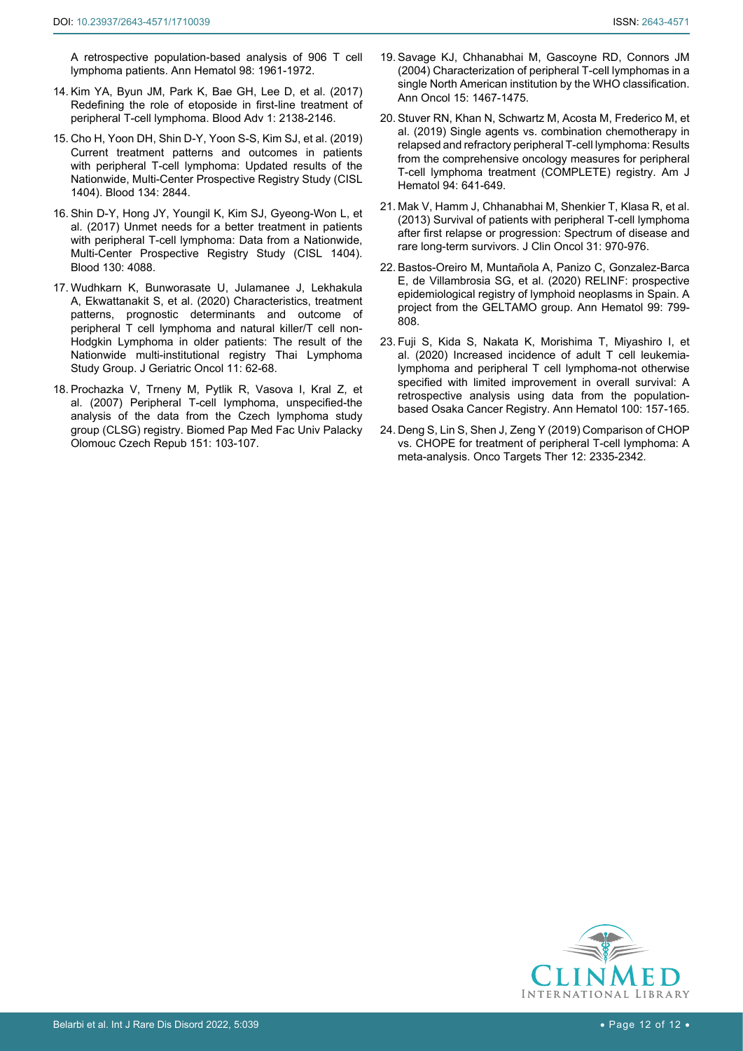A retrospective population-based analysis of 906 T cell lymphoma patients. Ann Hematol 98: 1961-1972.

14. Kim YA, Byun JM, Park K, Bae GH, Lee D, et al. (2017) Redefining the role of etoposide in first-line treatment of peripheral T-cell lymphoma. Blood Adv 1: 2138-2146.
15. Cho H, Yoon DH, Shin D-Y, Yoon S-S, Kim SJ, et al. (2019) Current treatment patterns and outcomes in patients with peripheral T-cell lymphoma: Updated results of the Nationwide, Multi-Center Prospective Registry Study (CISL 1404). Blood 134: 2844.
16. Shin D-Y, Hong JY, Youngil K, Kim SJ, Gyeong-Won L, et al. (2017) Unmet needs for a better treatment in patients with peripheral T-cell lymphoma: Data from a Nationwide, Multi-Center Prospective Registry Study (CISL 1404). Blood 130: 4088.
17. Wudhkarn K, Bunworasate U, Julamanee J, Lekhakula A, Ekwattanakit S, et al. (2020) Characteristics, treatment patterns, prognostic determinants and outcome of peripheral T cell lymphoma and natural killer/T cell non-Hodgkin Lymphoma in older patients: The result of the Nationwide multi-institutional registry Thai Lymphoma Study Group. J Geriatric Oncol 11: 62-68.
18. Prochazka V, Trneny M, Pytlik R, Vasova I, Kral Z, et al. (2007) Peripheral T-cell lymphoma, unspecified-the analysis of the data from the Czech lymphoma study group (CLSG) registry. Biomed Pap Med Fac Univ Palacky Olomouc Czech Repub 151: 103-107.
19. Savage KJ, Chhanabhai M, Gascoyne RD, Connors JM (2004) Characterization of peripheral T-cell lymphomas in a single North American institution by the WHO classification. Ann Oncol 15: 1467-1475.
20. Stuver RN, Khan N, Schwartz M, Acosta M, Frederico M, et al. (2019) Single agents vs. combination chemotherapy in relapsed and refractory peripheral T-cell lymphoma: Results from the comprehensive oncology measures for peripheral T-cell lymphoma treatment (COMPLETE) registry. Am J Hematol 94: 641-649.
21. Mak V, Hamm J, Chhanabhai M, Shenkier T, Klasa R, et al. (2013) Survival of patients with peripheral T-cell lymphoma after first relapse or progression: Spectrum of disease and rare long-term survivors. J Clin Oncol 31: 970-976.
22. Bastos-Oreiro M, Muntañola A, Panizo C, Gonzalez-Barca E, de Villambrosia SG, et al. (2020) RELINF: prospective epidemiological registry of lymphoid neoplasms in Spain. A project from the GELTAMO group. Ann Hematol 99: 799-808.
23. Fuji S, Kida S, Nakata K, Morishima T, Miyashiro I, et al. (2020) Increased incidence of adult T cell leukemia-lymphoma and peripheral T cell lymphoma-not otherwise specified with limited improvement in overall survival: A retrospective analysis using data from the population-based Osaka Cancer Registry. Ann Hematol 100: 157-165.
24. Deng S, Lin S, Shen J, Zeng Y (2019) Comparison of CHOP vs. CHOPE for treatment of peripheral T-cell lymphoma: A meta-analysis. Onco Targets Ther 12: 2335-2342.